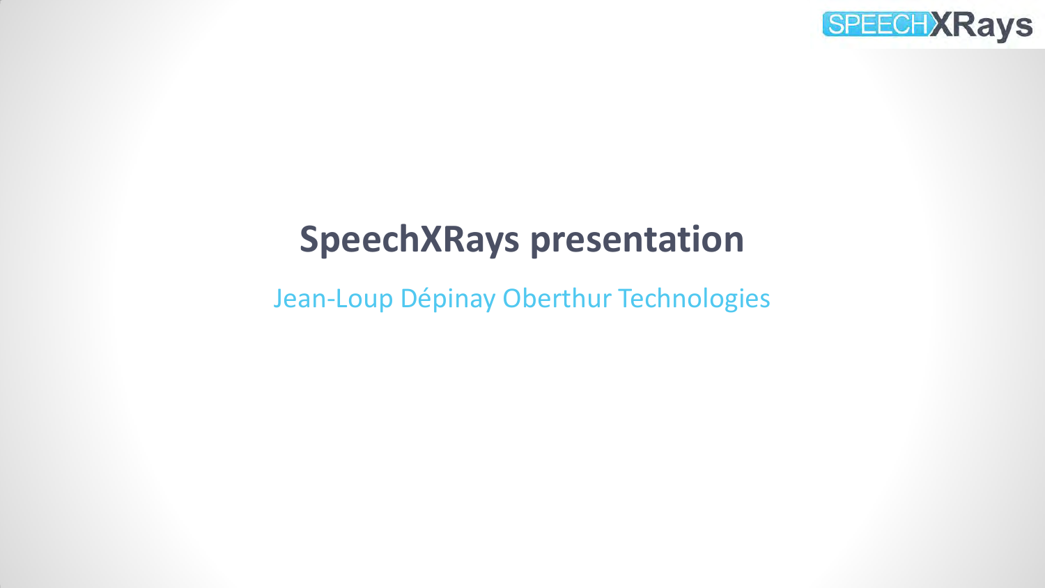# SpeechXRays presentation

Jean-Loup Dépinay Oberthur Technologies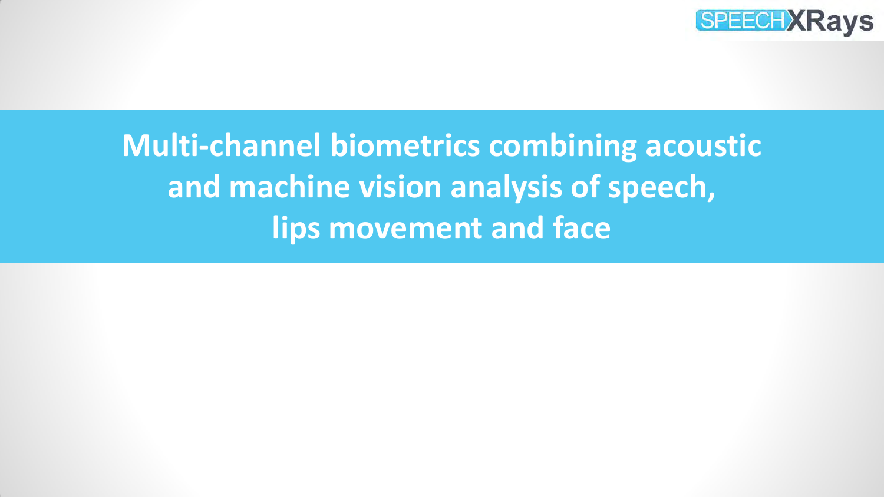# Multi-channel biometrics combining acoustic and machine vision analysis of speech, lips movement and face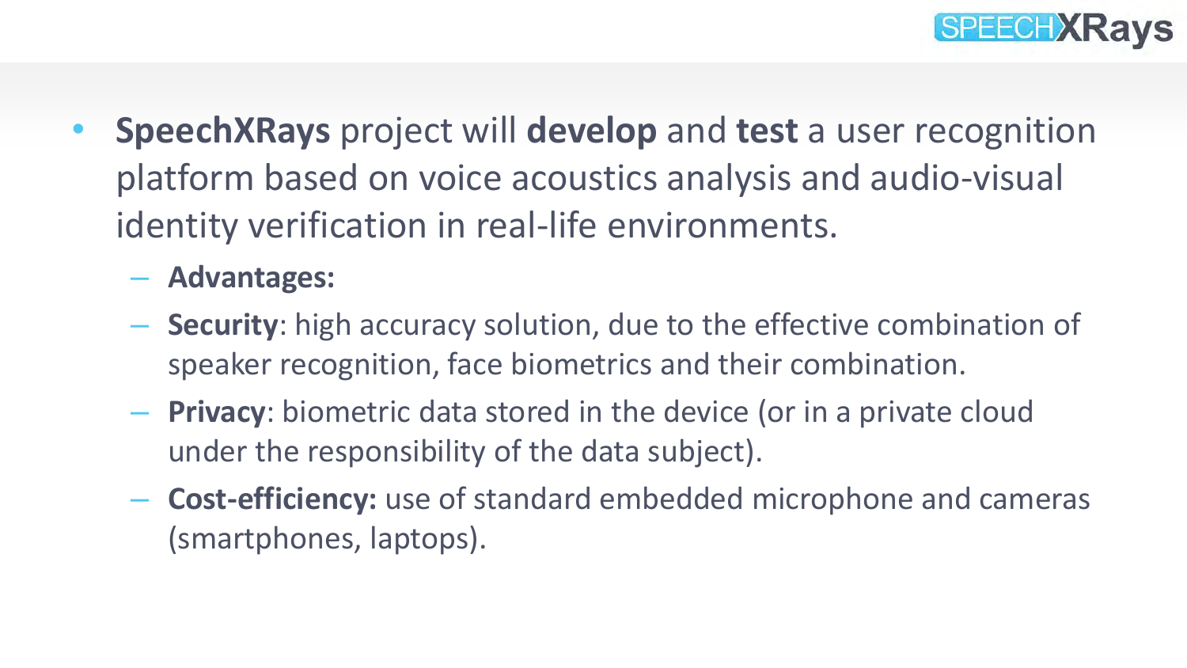- **SpeechXRays** project will **develop** and **test** a user recognition platform based on voice acoustics analysis and audio-visual identity verification in real-life environments.
  - **Advantages:**
  - **Security**: high accuracy solution, due to the effective combination of speaker recognition, face biometrics and their combination.
  - **Privacy**: biometric data stored in the device (or in a private cloud under the responsibility of the data subject).
  - **Cost-efficiency:** use of standard embedded microphone and cameras (smartphones, laptops).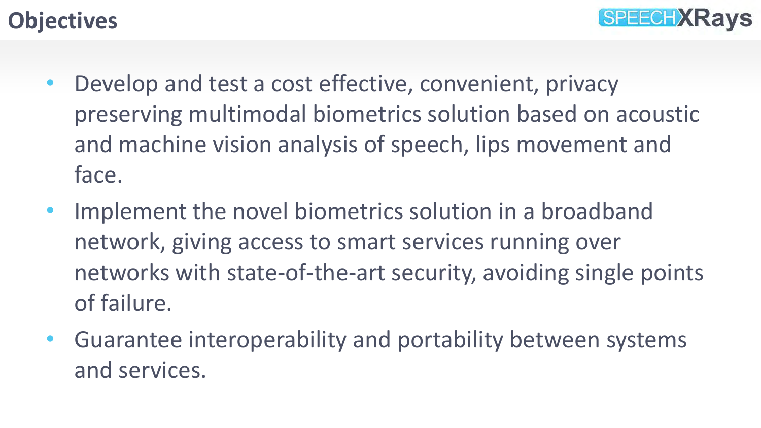# Objectives

- Develop and test a cost effective, convenient, privacy preserving multimodal biometrics solution based on acoustic and machine vision analysis of speech, lips movement and face.
- Implement the novel biometrics solution in a broadband network, giving access to smart services running over networks with state-of-the-art security, avoiding single points of failure.
- Guarantee interoperability and portability between systems and services.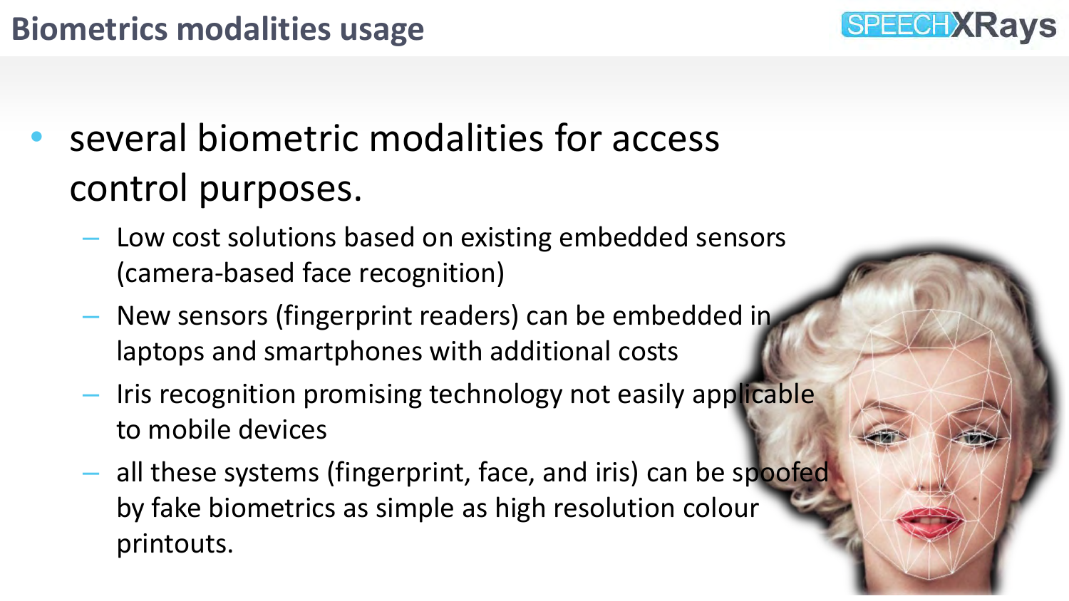# Biometrics modalities usage

- several biometric modalities for access control purposes.
  - Low cost solutions based on existing embedded sensors (camera-based face recognition)
  - New sensors (fingerprint readers) can be embedded in laptops and smartphones with additional costs
  - Iris recognition promising technology not easily applicable to mobile devices
  - all these systems (fingerprint, face, and iris) can be spoofed by fake biometrics as simple as high resolution colour printouts.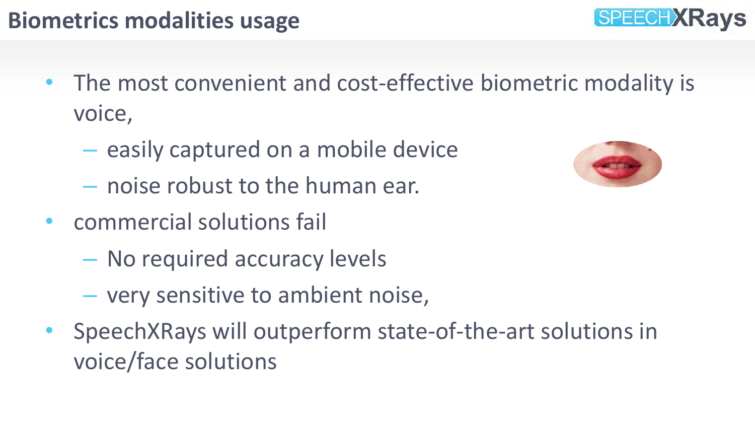# Biometrics modalities usage

- The most convenient and cost-effective biometric modality is voice,
  - easily captured on a mobile device
  - noise robust to the human ear.
- commercial solutions fail
  - No required accuracy levels
  - very sensitive to ambient noise,
- SpeechXRays will outperform state-of-the-art solutions in voice/face solutions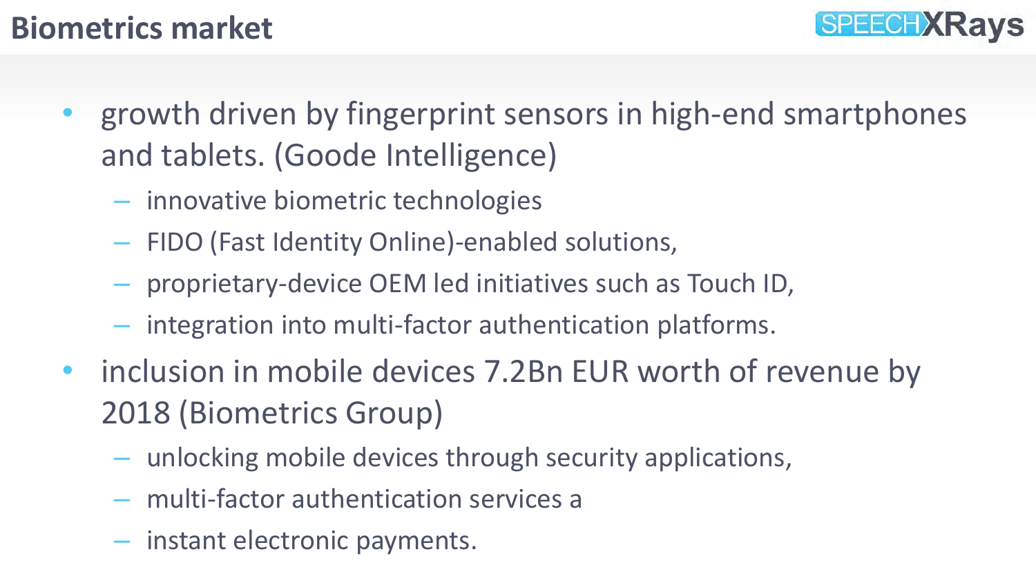# Biometrics market

- growth driven by fingerprint sensors in high-end smartphones and tablets. (Goode Intelligence)
  - innovative biometric technologies
  - FIDO (Fast Identity Online)-enabled solutions,
  - proprietary-device OEM led initiatives such as Touch ID,
  - integration into multi-factor authentication platforms.
- inclusion in mobile devices 7.2Bn EUR worth of revenue by 2018 (Biometrics Group)
  - unlocking mobile devices through security applications,
  - multi-factor authentication services a
  - instant electronic payments.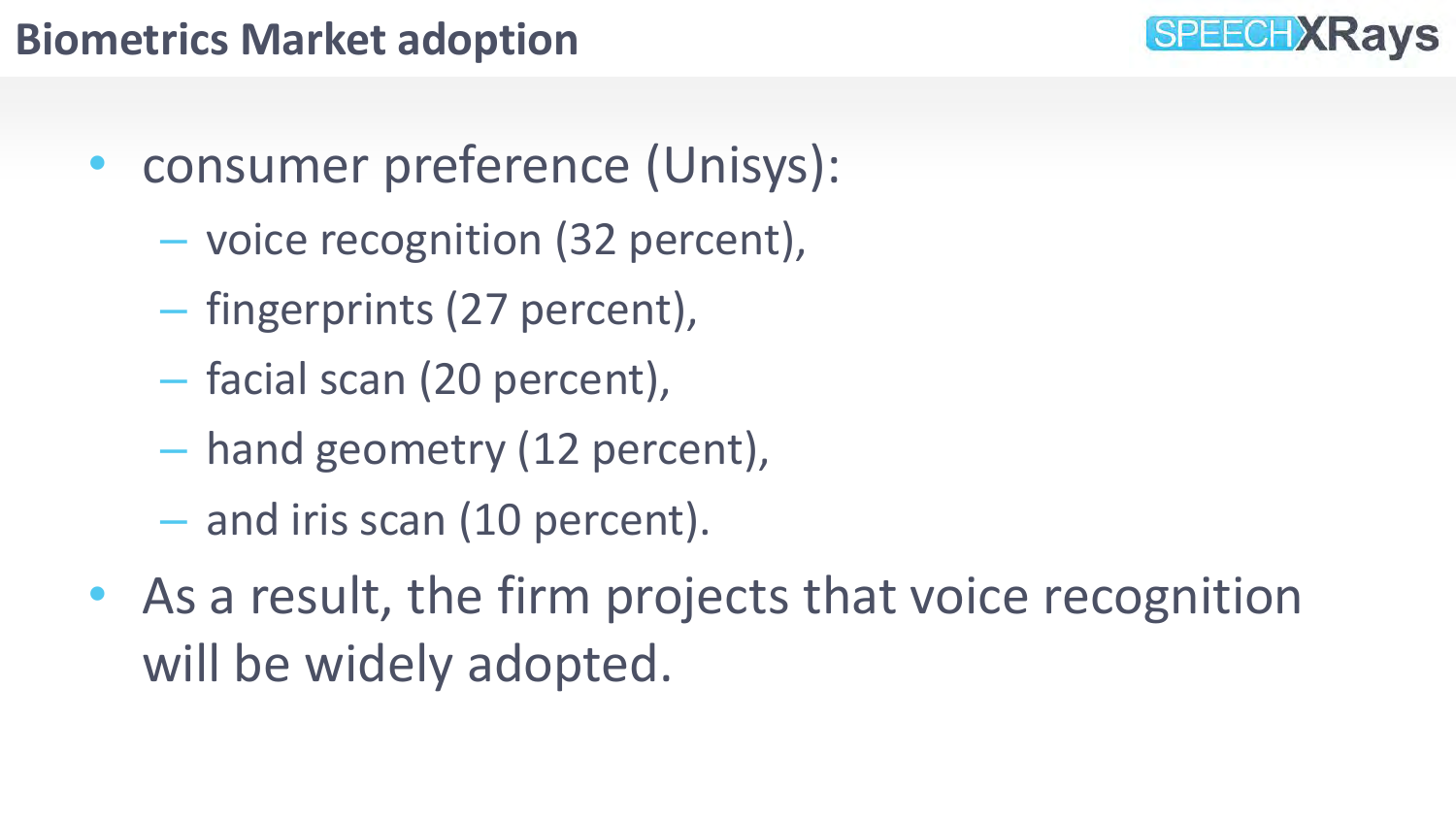# Biometrics Market adoption

- consumer preference (Unisys):
  - voice recognition (32 percent),
  - fingerprints (27 percent),
  - facial scan (20 percent),
  - hand geometry (12 percent),
  - and iris scan (10 percent).
- As a result, the firm projects that voice recognition will be widely adopted.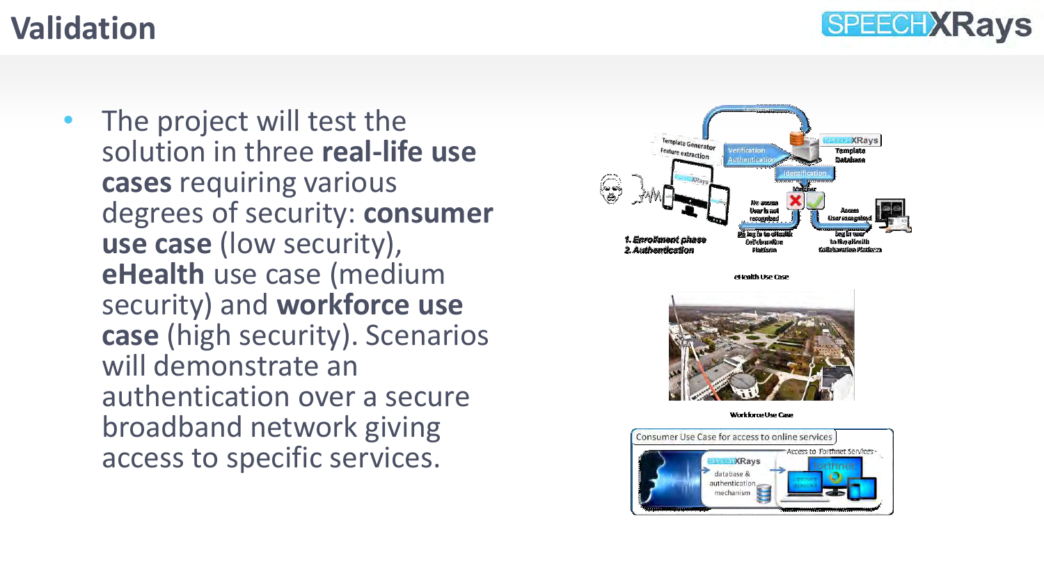# Validation

- The project will test the solution in three **real-life use cases** requiring various degrees of security: **consumer use case** (low security), **eHealth** use case (medium security) and **workforce use case** (high security). Scenarios will demonstrate an authentication over a secure broadband network giving access to specific services.

eHealth Use Case

Workforce Use Case

Consumer Use Case for access to online services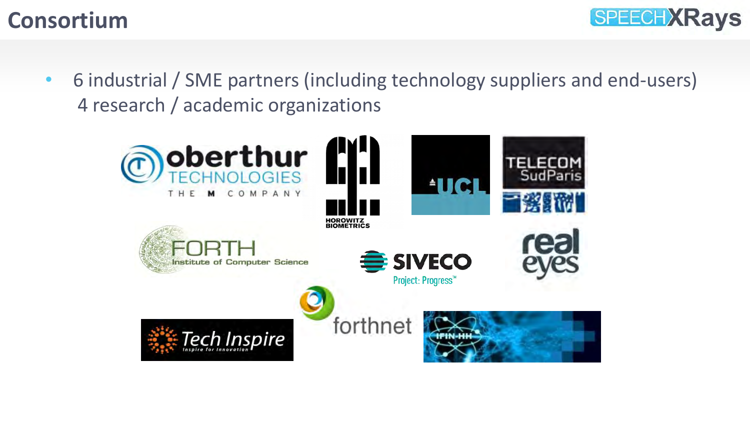# Consortium

- 6 industrial / SME partners (including technology suppliers and end-users)
  4 research / academic organizations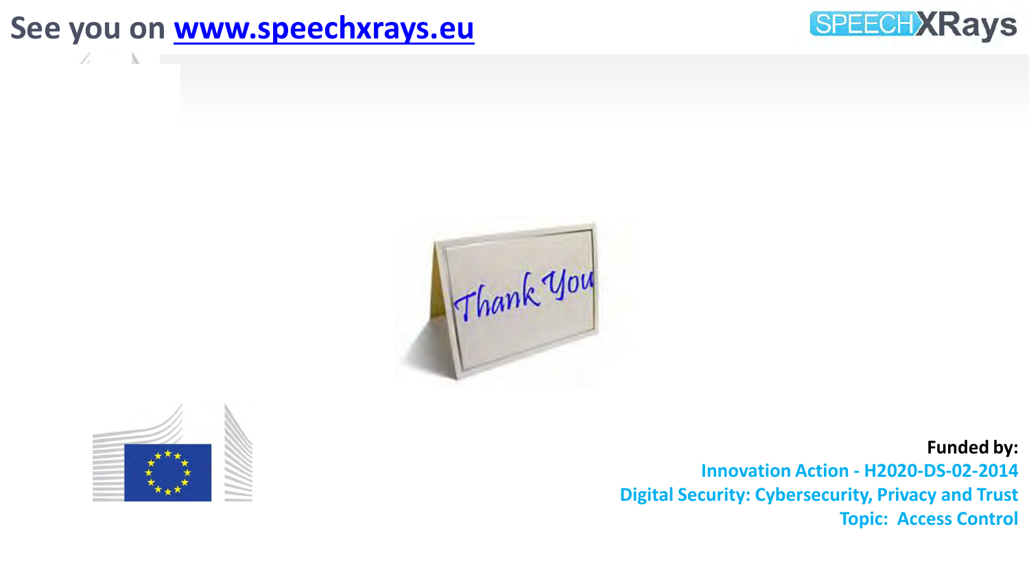# See you on [www.speechxrays.eu](http://www.speechxrays.eu)

**Funded by:**

**Innovation Action - H2020-DS-02-2014**

**Digital Security: Cybersecurity, Privacy and Trust**

**Topic: Access Control**